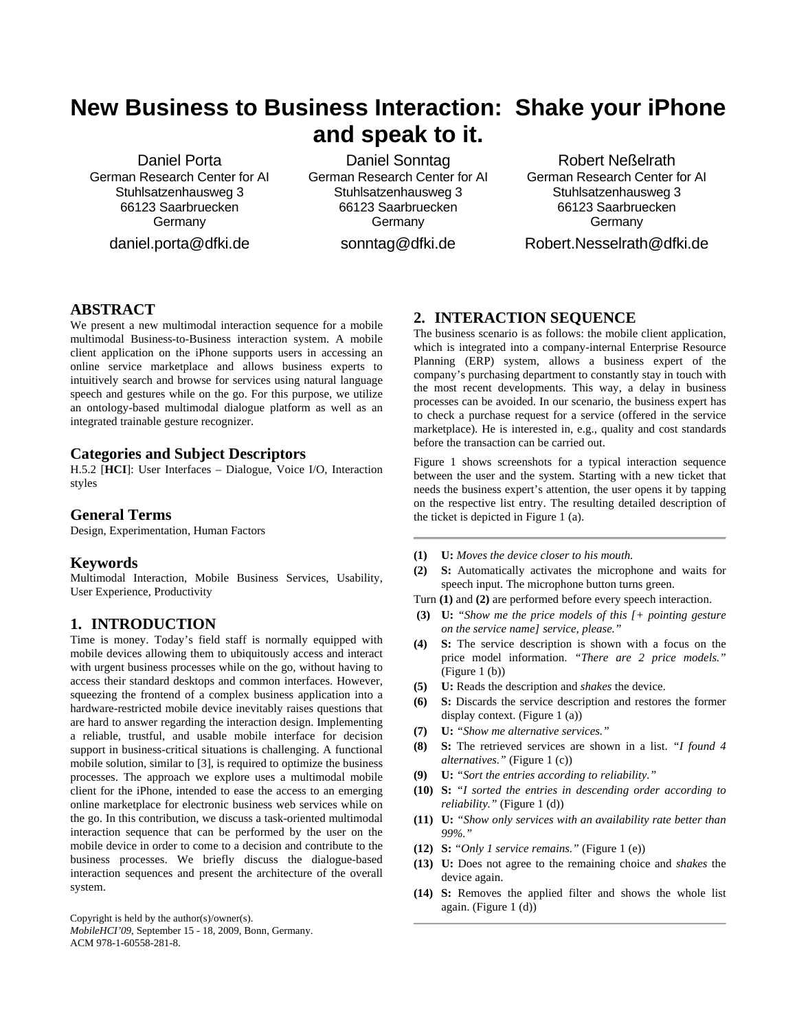# New Business to Business Interaction: Shake your iPhone and speak to it.

Daniel Porta
German Research Center for AI
Stuhlsatzenhausweg 3
66123 Saarbruecken
Germany
daniel.porta@dfki.de

Daniel Sonntag
German Research Center for AI
Stuhlsatzenhausweg 3
66123 Saarbruecken
Germany
sonntag@dfki.de

Robert Neßelrath
German Research Center for AI
Stuhlsatzenhausweg 3
66123 Saarbruecken
Germany
Robert.Nesselrath@dfki.de

## ABSTRACT

We present a new multimodal interaction sequence for a mobile multimodal Business-to-Business interaction system. A mobile client application on the iPhone supports users in accessing an online service marketplace and allows business experts to intuitively search and browse for services using natural language speech and gestures while on the go. For this purpose, we utilize an ontology-based multimodal dialogue platform as well as an integrated trainable gesture recognizer.

### Categories and Subject Descriptors

H.5.2 [**HCI**]: User Interfaces – Dialogue, Voice I/O, Interaction styles

### General Terms

Design, Experimentation, Human Factors

### Keywords

Multimodal Interaction, Mobile Business Services, Usability, User Experience, Productivity

## 1. INTRODUCTION

Time is money. Today's field staff is normally equipped with mobile devices allowing them to ubiquitously access and interact with urgent business processes while on the go, without having to access their standard desktops and common interfaces. However, squeezing the frontend of a complex business application into a hardware-restricted mobile device inevitably raises questions that are hard to answer regarding the interaction design. Implementing a reliable, trustful, and usable mobile interface for decision support in business-critical situations is challenging. A functional mobile solution, similar to [3], is required to optimize the business processes. The approach we explore uses a multimodal mobile client for the iPhone, intended to ease the access to an emerging online marketplace for electronic business web services while on the go. In this contribution, we discuss a task-oriented multimodal interaction sequence that can be performed by the user on the mobile device in order to come to a decision and contribute to the business processes. We briefly discuss the dialogue-based interaction sequences and present the architecture of the overall system.

Copyright is held by the author(s)/owner(s).
*MobileHCI'09*, September 15 - 18, 2009, Bonn, Germany.
ACM 978-1-60558-281-8.

## 2. INTERACTION SEQUENCE

The business scenario is as follows: the mobile client application, which is integrated into a company-internal Enterprise Resource Planning (ERP) system, allows a business expert of the company's purchasing department to constantly stay in touch with the most recent developments. This way, a delay in business processes can be avoided. In our scenario, the business expert has to check a purchase request for a service (offered in the service marketplace). He is interested in, e.g., quality and cost standards before the transaction can be carried out.

Figure 1 shows screenshots for a typical interaction sequence between the user and the system. Starting with a new ticket that needs the business expert's attention, the user opens it by tapping on the respective list entry. The resulting detailed description of the ticket is depicted in Figure 1 (a).

---

**(1)** **U:** *Moves the device closer to his mouth.*

**(2)** **S:** Automatically activates the microphone and waits for speech input. The microphone button turns green.

Turn **(1)** and **(2)** are performed before every speech interaction.

**(3)** **U:** *"Show me the price models of this [+ pointing gesture on the service name] service, please."*

**(4)** **S:** The service description is shown with a focus on the price model information. *"There are 2 price models."* (Figure 1 (b))

**(5)** **U:** Reads the description and *shakes* the device.

**(6)** **S:** Discards the service description and restores the former display context. (Figure 1 (a))

**(7)** **U:** *"Show me alternative services."*

**(8)** **S:** The retrieved services are shown in a list. *"I found 4 alternatives."* (Figure 1 (c))

**(9)** **U:** *"Sort the entries according to reliability."*

**(10)** **S:** *"I sorted the entries in descending order according to reliability."* (Figure 1 (d))

**(11)** **U:** *"Show only services with an availability rate better than 99%."*

**(12)** **S:** "*Only 1 service remains."* (Figure 1 (e))

**(13)** **U:** Does not agree to the remaining choice and *shakes* the device again.

**(14)** **S:** Removes the applied filter and shows the whole list again. (Figure 1 (d))

---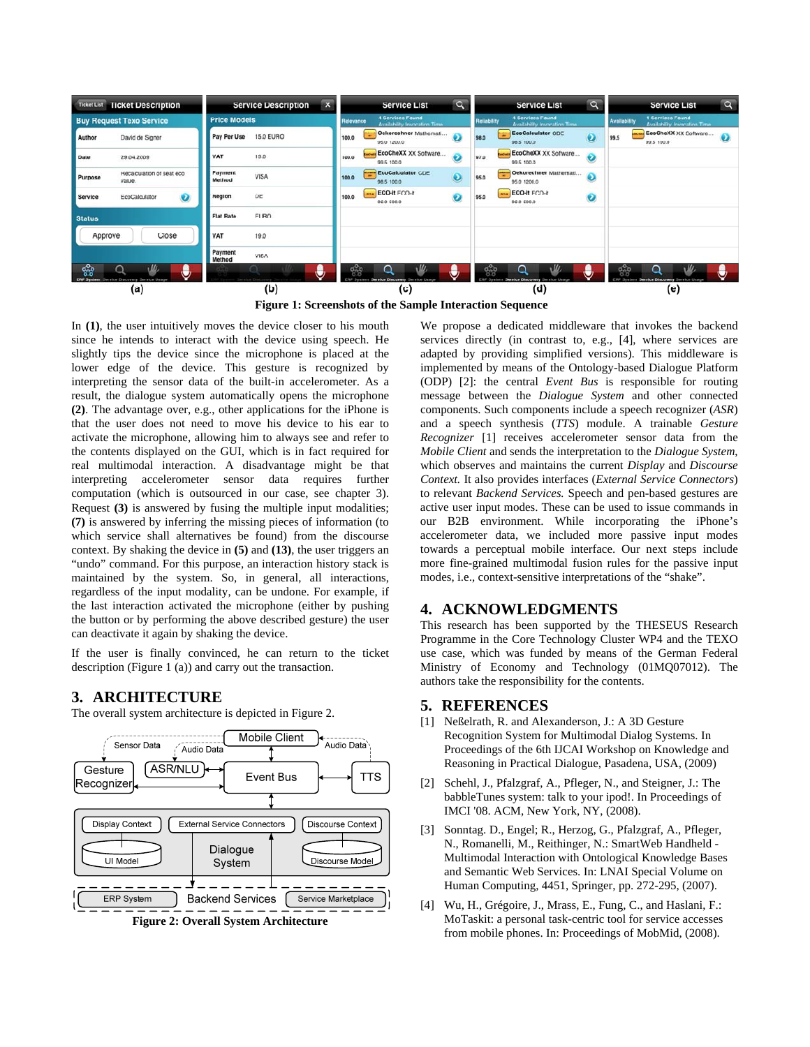Figure 1: Screenshots of the Sample Interaction Sequence

In **(1)**, the user intuitively moves the device closer to his mouth since he intends to interact with the device using speech. He slightly tips the device since the microphone is placed at the lower edge of the device. This gesture is recognized by interpreting the sensor data of the built-in accelerometer. As a result, the dialogue system automatically opens the microphone **(2)**. The advantage over, e.g., other applications for the iPhone is that the user does not need to move his device to his ear to activate the microphone, allowing him to always see and refer to the contents displayed on the GUI, which is in fact required for real multimodal interaction. A disadvantage might be that interpreting accelerometer sensor data requires further computation (which is outsourced in our case, see chapter 3). Request **(3)** is answered by fusing the multiple input modalities; **(7)** is answered by inferring the missing pieces of information (to which service shall alternatives be found) from the discourse context. By shaking the device in **(5)** and **(13)**, the user triggers an "undo" command. For this purpose, an interaction history stack is maintained by the system. So, in general, all interactions, regardless of the input modality, can be undone. For example, if the last interaction activated the microphone (either by pushing the button or by performing the above described gesture) the user can deactivate it again by shaking the device.

If the user is finally convinced, he can return to the ticket description (Figure 1 (a)) and carry out the transaction.

## 3. ARCHITECTURE

The overall system architecture is depicted in Figure 2.

Figure 2: Overall System Architecture

We propose a dedicated middleware that invokes the backend services directly (in contrast to, e.g., [4], where services are adapted by providing simplified versions). This middleware is implemented by means of the Ontology-based Dialogue Platform (ODP) [2]: the central *Event Bus* is responsible for routing message between the *Dialogue System* and other connected components. Such components include a speech recognizer (*ASR*) and a speech synthesis (*TTS*) module. A trainable *Gesture Recognizer* [1] receives accelerometer sensor data from the *Mobile Client* and sends the interpretation to the *Dialogue System*, which observes and maintains the current *Display* and *Discourse Context.* It also provides interfaces (*External Service Connectors*) to relevant *Backend Services.* Speech and pen-based gestures are active user input modes. These can be used to issue commands in our B2B environment. While incorporating the iPhone's accelerometer data, we included more passive input modes towards a perceptual mobile interface. Our next steps include more fine-grained multimodal fusion rules for the passive input modes, i.e., context-sensitive interpretations of the "shake".

## 4. ACKNOWLEDGMENTS

This research has been supported by the THESEUS Research Programme in the Core Technology Cluster WP4 and the TEXO use case, which was funded by means of the German Federal Ministry of Economy and Technology (01MQ07012). The authors take the responsibility for the contents.

## 5. REFERENCES

[1] Neßelrath, R. and Alexanderson, J.: A 3D Gesture Recognition System for Multimodal Dialog Systems. In Proceedings of the 6th IJCAI Workshop on Knowledge and Reasoning in Practical Dialogue, Pasadena, USA, (2009)

[2] Schehl, J., Pfalzgraf, A., Pfleger, N., and Steigner, J.: The babbleTunes system: talk to your ipod!. In Proceedings of IMCI '08. ACM, New York, NY, (2008).

[3] Sonntag. D., Engel; R., Herzog, G., Pfalzgraf, A., Pfleger, N., Romanelli, M., Reithinger, N.: SmartWeb Handheld - Multimodal Interaction with Ontological Knowledge Bases and Semantic Web Services. In: LNAI Special Volume on Human Computing, 4451, Springer, pp. 272-295, (2007).

[4] Wu, H., Grégoire, J., Mrass, E., Fung, C., and Haslani, F.: MoTaskit: a personal task-centric tool for service accesses from mobile phones. In: Proceedings of MobMid, (2008).